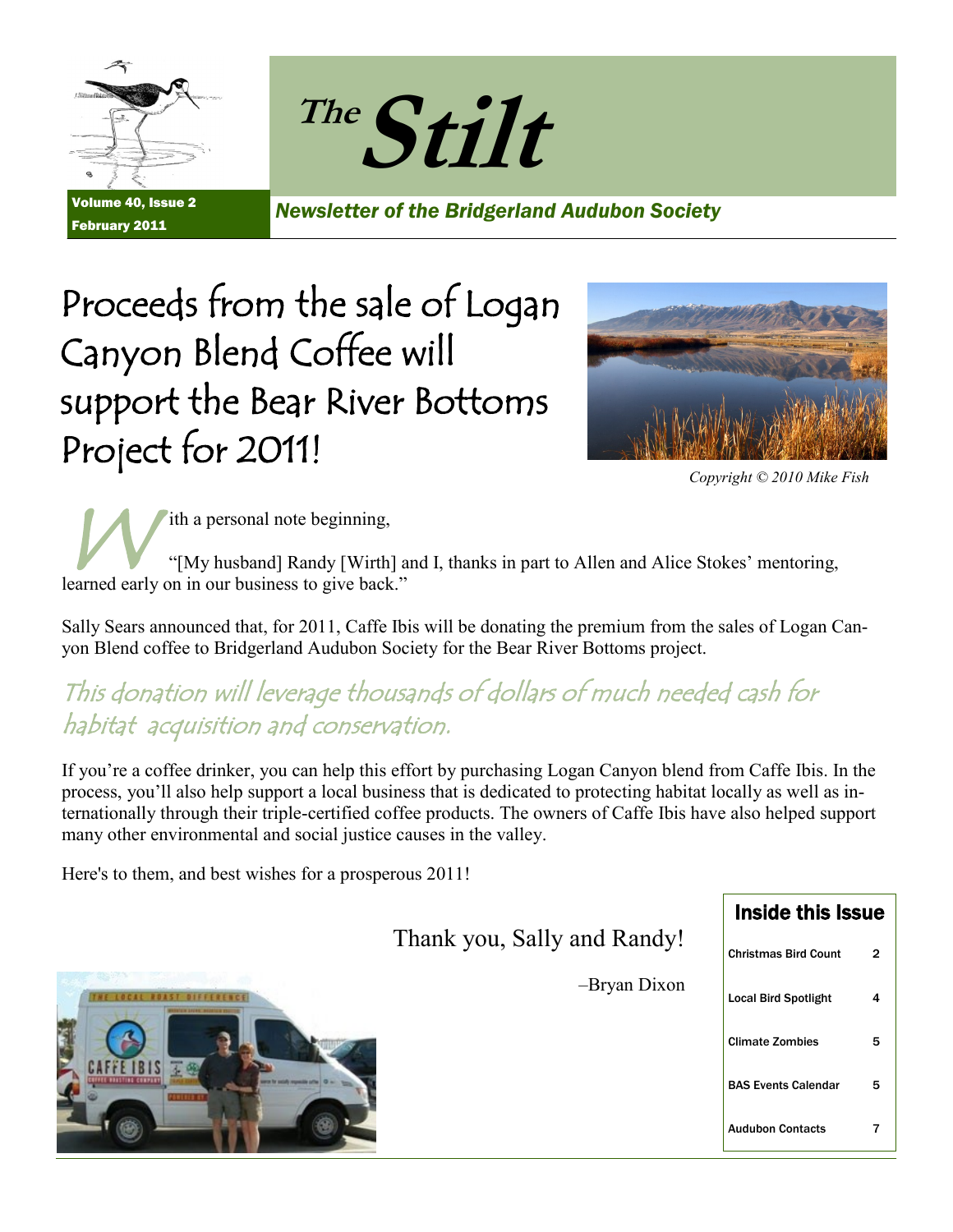# The Stilt

Volume 40, Issue 2
February 2011

*Newsletter of the Bridgerland Audubon Society*

## Proceeds from the sale of Logan Canyon Blend Coffee will support the Bear River Bottoms Project for 2011!

*Copyright © 2010 Mike Fish*

With a personal note beginning,

"[My husband] Randy [Wirth] and I, thanks in part to Allen and Alice Stokes' mentoring, learned early on in our business to give back."

Sally Sears announced that, for 2011, Caffe Ibis will be donating the premium from the sales of Logan Canyon Blend coffee to Bridgerland Audubon Society for the Bear River Bottoms project.

*This donation will leverage thousands of dollars of much needed cash for habitat acquisition and conservation.*

If you're a coffee drinker, you can help this effort by purchasing Logan Canyon blend from Caffe Ibis. In the process, you'll also help support a local business that is dedicated to protecting habitat locally as well as internationally through their triple-certified coffee products. The owners of Caffe Ibis have also helped support many other environmental and social justice causes in the valley.

Here's to them, and best wishes for a prosperous 2011!

Thank you, Sally and Randy!

–Bryan Dixon

### Inside this Issue

| | |
|---|---|
| Christmas Bird Count | 2 |
| Local Bird Spotlight | 4 |
| Climate Zombies | 5 |
| BAS Events Calendar | 5 |
| Audubon Contacts | 7 |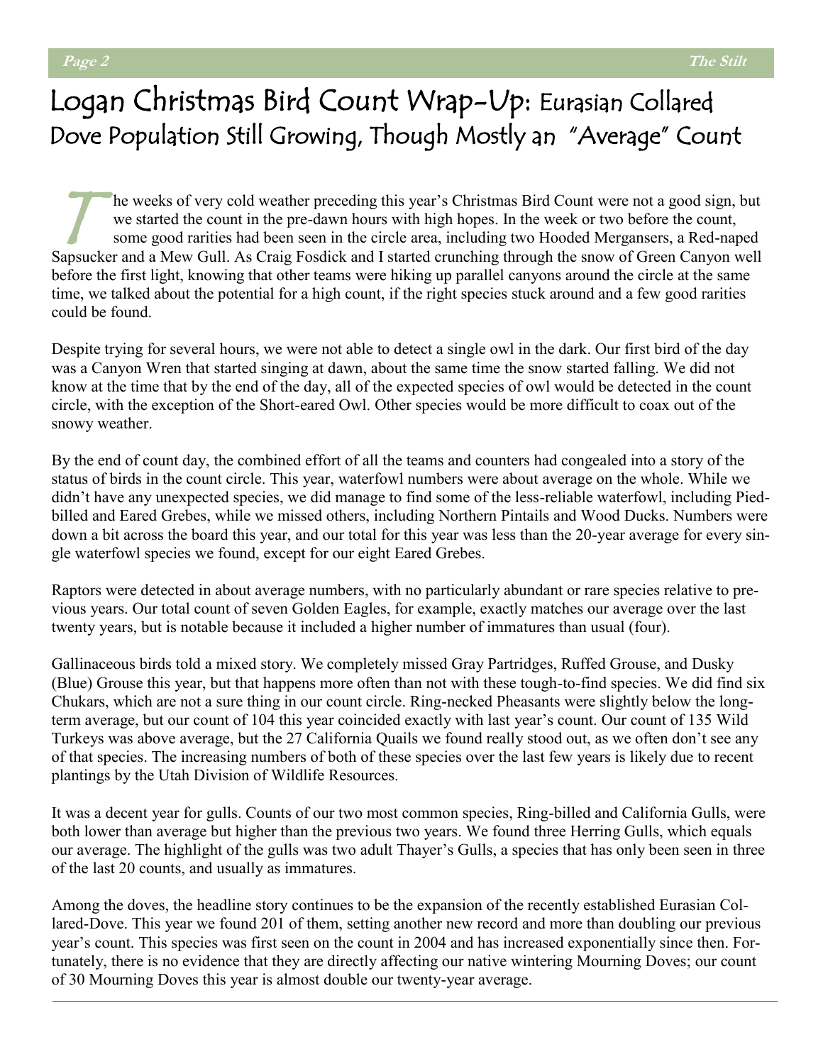# Logan Christmas Bird Count Wrap-Up: Eurasian Collared Dove Population Still Growing, Though Mostly an "Average" Count

The weeks of very cold weather preceding this year's Christmas Bird Count were not a good sign, but we started the count in the pre-dawn hours with high hopes. In the week or two before the count, some good rarities had been seen in the circle area, including two Hooded Mergansers, a Red-naped Sapsucker and a Mew Gull. As Craig Fosdick and I started crunching through the snow of Green Canyon well before the first light, knowing that other teams were hiking up parallel canyons around the circle at the same time, we talked about the potential for a high count, if the right species stuck around and a few good rarities could be found.

Despite trying for several hours, we were not able to detect a single owl in the dark. Our first bird of the day was a Canyon Wren that started singing at dawn, about the same time the snow started falling. We did not know at the time that by the end of the day, all of the expected species of owl would be detected in the count circle, with the exception of the Short-eared Owl. Other species would be more difficult to coax out of the snowy weather.

By the end of count day, the combined effort of all the teams and counters had congealed into a story of the status of birds in the count circle. This year, waterfowl numbers were about average on the whole. While we didn't have any unexpected species, we did manage to find some of the less-reliable waterfowl, including Pied-billed and Eared Grebes, while we missed others, including Northern Pintails and Wood Ducks. Numbers were down a bit across the board this year, and our total for this year was less than the 20-year average for every single waterfowl species we found, except for our eight Eared Grebes.

Raptors were detected in about average numbers, with no particularly abundant or rare species relative to previous years. Our total count of seven Golden Eagles, for example, exactly matches our average over the last twenty years, but is notable because it included a higher number of immatures than usual (four).

Gallinaceous birds told a mixed story. We completely missed Gray Partridges, Ruffed Grouse, and Dusky (Blue) Grouse this year, but that happens more often than not with these tough-to-find species. We did find six Chukars, which are not a sure thing in our count circle. Ring-necked Pheasants were slightly below the long-term average, but our count of 104 this year coincided exactly with last year's count. Our count of 135 Wild Turkeys was above average, but the 27 California Quails we found really stood out, as we often don't see any of that species. The increasing numbers of both of these species over the last few years is likely due to recent plantings by the Utah Division of Wildlife Resources.

It was a decent year for gulls. Counts of our two most common species, Ring-billed and California Gulls, were both lower than average but higher than the previous two years. We found three Herring Gulls, which equals our average. The highlight of the gulls was two adult Thayer's Gulls, a species that has only been seen in three of the last 20 counts, and usually as immatures.

Among the doves, the headline story continues to be the expansion of the recently established Eurasian Collared-Dove. This year we found 201 of them, setting another new record and more than doubling our previous year's count. This species was first seen on the count in 2004 and has increased exponentially since then. Fortunately, there is no evidence that they are directly affecting our native wintering Mourning Doves; our count of 30 Mourning Doves this year is almost double our twenty-year average.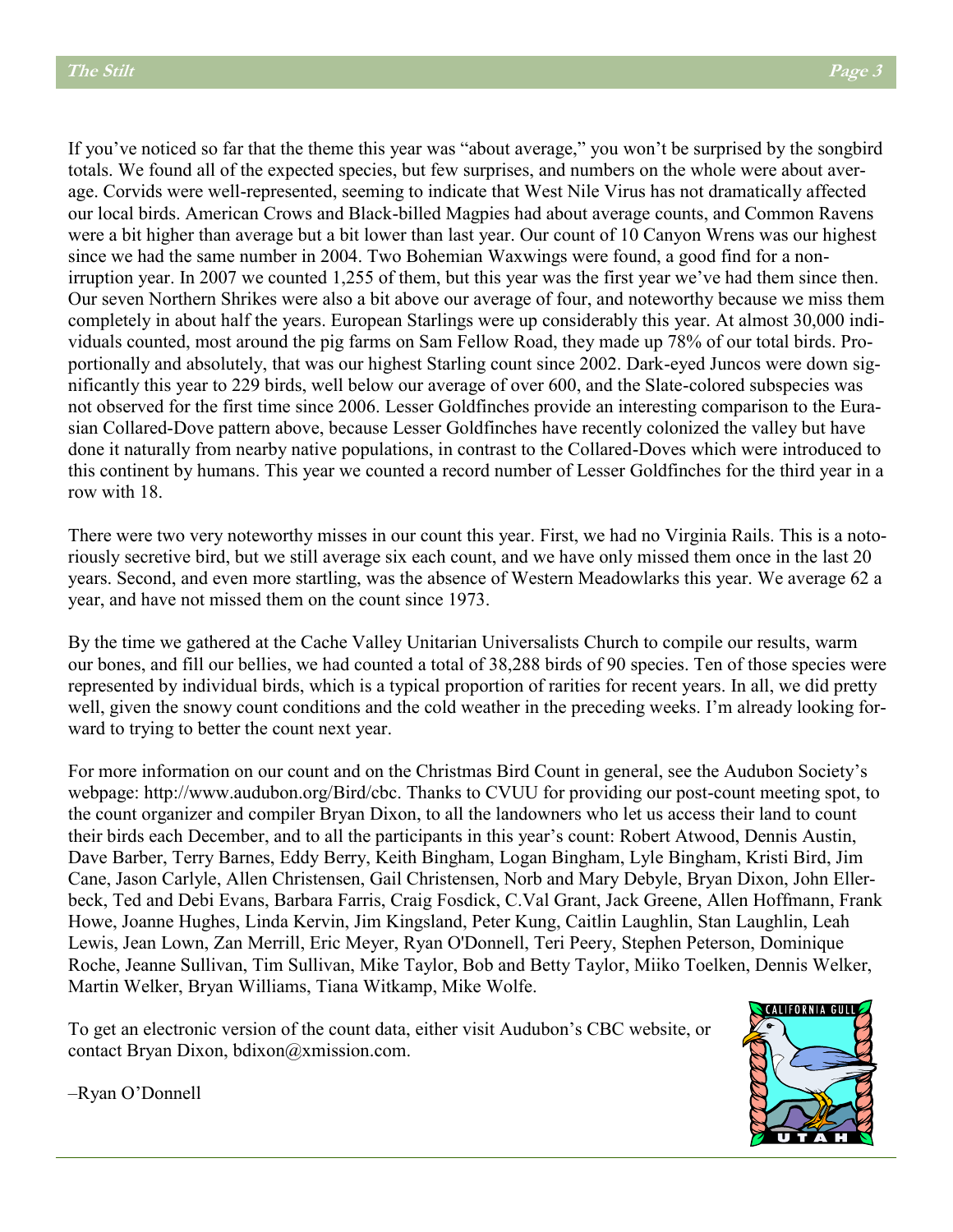If you've noticed so far that the theme this year was "about average," you won't be surprised by the songbird totals. We found all of the expected species, but few surprises, and numbers on the whole were about average. Corvids were well-represented, seeming to indicate that West Nile Virus has not dramatically affected our local birds. American Crows and Black-billed Magpies had about average counts, and Common Ravens were a bit higher than average but a bit lower than last year. Our count of 10 Canyon Wrens was our highest since we had the same number in 2004. Two Bohemian Waxwings were found, a good find for a non-irruption year. In 2007 we counted 1,255 of them, but this year was the first year we've had them since then. Our seven Northern Shrikes were also a bit above our average of four, and noteworthy because we miss them completely in about half the years. European Starlings were up considerably this year. At almost 30,000 individuals counted, most around the pig farms on Sam Fellow Road, they made up 78% of our total birds. Proportionally and absolutely, that was our highest Starling count since 2002. Dark-eyed Juncos were down significantly this year to 229 birds, well below our average of over 600, and the Slate-colored subspecies was not observed for the first time since 2006. Lesser Goldfinches provide an interesting comparison to the Eurasian Collared-Dove pattern above, because Lesser Goldfinches have recently colonized the valley but have done it naturally from nearby native populations, in contrast to the Collared-Doves which were introduced to this continent by humans. This year we counted a record number of Lesser Goldfinches for the third year in a row with 18.

There were two very noteworthy misses in our count this year. First, we had no Virginia Rails. This is a notoriously secretive bird, but we still average six each count, and we have only missed them once in the last 20 years. Second, and even more startling, was the absence of Western Meadowlarks this year. We average 62 a year, and have not missed them on the count since 1973.

By the time we gathered at the Cache Valley Unitarian Universalists Church to compile our results, warm our bones, and fill our bellies, we had counted a total of 38,288 birds of 90 species. Ten of those species were represented by individual birds, which is a typical proportion of rarities for recent years. In all, we did pretty well, given the snowy count conditions and the cold weather in the preceding weeks. I'm already looking forward to trying to better the count next year.

For more information on our count and on the Christmas Bird Count in general, see the Audubon Society's webpage: http://www.audubon.org/Bird/cbc. Thanks to CVUU for providing our post-count meeting spot, to the count organizer and compiler Bryan Dixon, to all the landowners who let us access their land to count their birds each December, and to all the participants in this year's count: Robert Atwood, Dennis Austin, Dave Barber, Terry Barnes, Eddy Berry, Keith Bingham, Logan Bingham, Lyle Bingham, Kristi Bird, Jim Cane, Jason Carlyle, Allen Christensen, Gail Christensen, Norb and Mary Debyle, Bryan Dixon, John Ellerbeck, Ted and Debi Evans, Barbara Farris, Craig Fosdick, C.Val Grant, Jack Greene, Allen Hoffmann, Frank Howe, Joanne Hughes, Linda Kervin, Jim Kingsland, Peter Kung, Caitlin Laughlin, Stan Laughlin, Leah Lewis, Jean Lown, Zan Merrill, Eric Meyer, Ryan O'Donnell, Teri Peery, Stephen Peterson, Dominique Roche, Jeanne Sullivan, Tim Sullivan, Mike Taylor, Bob and Betty Taylor, Miiko Toelken, Dennis Welker, Martin Welker, Bryan Williams, Tiana Witkamp, Mike Wolfe.

To get an electronic version of the count data, either visit Audubon's CBC website, or contact Bryan Dixon, bdixon@xmission.com.

–Ryan O'Donnell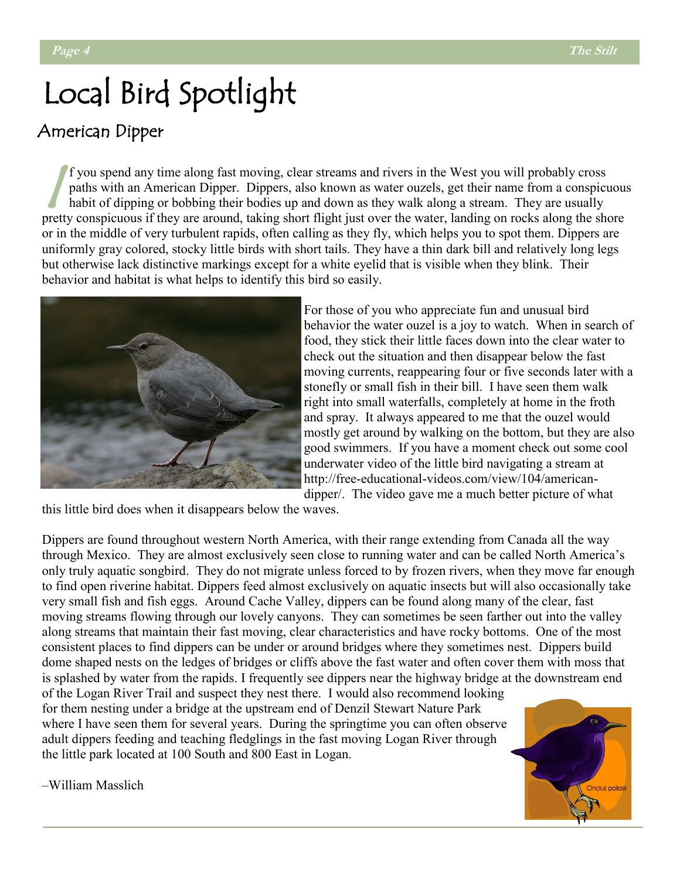# Local Bird Spotlight

## American Dipper

If you spend any time along fast moving, clear streams and rivers in the West you will probably cross paths with an American Dipper. Dippers, also known as water ouzels, get their name from a conspicuous habit of dipping or bobbing their bodies up and down as they walk along a stream. They are usually pretty conspicuous if they are around, taking short flight just over the water, landing on rocks along the shore or in the middle of very turbulent rapids, often calling as they fly, which helps you to spot them. Dippers are uniformly gray colored, stocky little birds with short tails. They have a thin dark bill and relatively long legs but otherwise lack distinctive markings except for a white eyelid that is visible when they blink. Their behavior and habitat is what helps to identify this bird so easily.

For those of you who appreciate fun and unusual bird behavior the water ouzel is a joy to watch. When in search of food, they stick their little faces down into the clear water to check out the situation and then disappear below the fast moving currents, reappearing four or five seconds later with a stonefly or small fish in their bill. I have seen them walk right into small waterfalls, completely at home in the froth and spray. It always appeared to me that the ouzel would mostly get around by walking on the bottom, but they are also good swimmers. If you have a moment check out some cool underwater video of the little bird navigating a stream at http://free-educational-videos.com/view/104/american-dipper/. The video gave me a much better picture of what this little bird does when it disappears below the waves.

Dippers are found throughout western North America, with their range extending from Canada all the way through Mexico. They are almost exclusively seen close to running water and can be called North America's only truly aquatic songbird. They do not migrate unless forced to by frozen rivers, when they move far enough to find open riverine habitat. Dippers feed almost exclusively on aquatic insects but will also occasionally take very small fish and fish eggs. Around Cache Valley, dippers can be found along many of the clear, fast moving streams flowing through our lovely canyons. They can sometimes be seen farther out into the valley along streams that maintain their fast moving, clear characteristics and have rocky bottoms. One of the most consistent places to find dippers can be under or around bridges where they sometimes nest. Dippers build dome shaped nests on the ledges of bridges or cliffs above the fast water and often cover them with moss that is splashed by water from the rapids. I frequently see dippers near the highway bridge at the downstream end of the Logan River Trail and suspect they nest there. I would also recommend looking for them nesting under a bridge at the upstream end of Denzil Stewart Nature Park where I have seen them for several years. During the springtime you can often observe adult dippers feeding and teaching fledglings in the fast moving Logan River through the little park located at 100 South and 800 East in Logan.

–William Masslich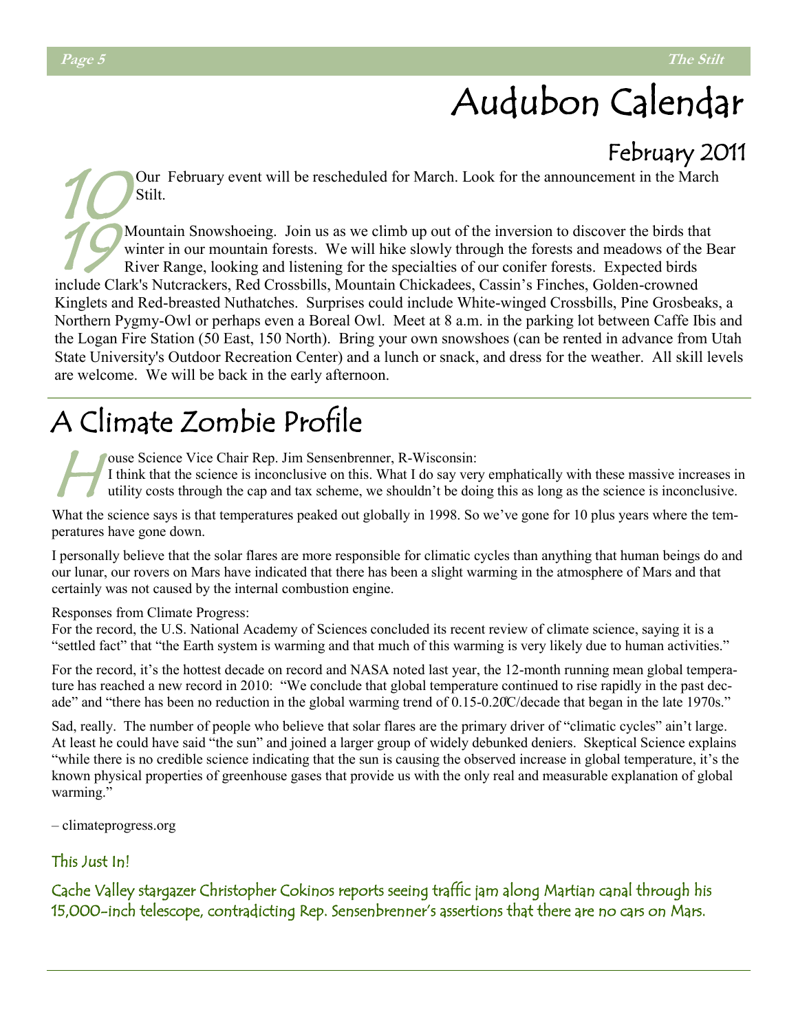# Audubon Calendar

## February 2011

**10** Our February event will be rescheduled for March. Look for the announcement in the March Stilt.

**19** Mountain Snowshoeing. Join us as we climb up out of the inversion to discover the birds that winter in our mountain forests. We will hike slowly through the forests and meadows of the Bear River Range, looking and listening for the specialties of our conifer forests. Expected birds include Clark's Nutcrackers, Red Crossbills, Mountain Chickadees, Cassin's Finches, Golden-crowned Kinglets and Red-breasted Nuthatches. Surprises could include White-winged Crossbills, Pine Grosbeaks, a Northern Pygmy-Owl or perhaps even a Boreal Owl. Meet at 8 a.m. in the parking lot between Caffe Ibis and the Logan Fire Station (50 East, 150 North). Bring your own snowshoes (can be rented in advance from Utah State University's Outdoor Recreation Center) and a lunch or snack, and dress for the weather. All skill levels are welcome. We will be back in the early afternoon.

# A Climate Zombie Profile

House Science Vice Chair Rep. Jim Sensenbrenner, R-Wisconsin:
I think that the science is inconclusive on this. What I do say very emphatically with these massive increases in utility costs through the cap and tax scheme, we shouldn't be doing this as long as the science is inconclusive.

What the science says is that temperatures peaked out globally in 1998. So we've gone for 10 plus years where the temperatures have gone down.

I personally believe that the solar flares are more responsible for climatic cycles than anything that human beings do and our lunar, our rovers on Mars have indicated that there has been a slight warming in the atmosphere of Mars and that certainly was not caused by the internal combustion engine.

Responses from Climate Progress:
For the record, the U.S. National Academy of Sciences concluded its recent review of climate science, saying it is a "settled fact" that "the Earth system is warming and that much of this warming is very likely due to human activities."

For the record, it's the hottest decade on record and NASA noted last year, the 12-month running mean global temperature has reached a new record in 2010: "We conclude that global temperature continued to rise rapidly in the past decade" and "there has been no reduction in the global warming trend of 0.15-0.20°C/decade that began in the late 1970s."

Sad, really. The number of people who believe that solar flares are the primary driver of "climatic cycles" ain't large. At least he could have said "the sun" and joined a larger group of widely debunked deniers. Skeptical Science explains "while there is no credible science indicating that the sun is causing the observed increase in global temperature, it's the known physical properties of greenhouse gases that provide us with the only real and measurable explanation of global warming."

– climateprogress.org

### This Just In!

Cache Valley stargazer Christopher Cokinos reports seeing traffic jam along Martian canal through his 15,000-inch telescope, contradicting Rep. Sensenbrenner's assertions that there are no cars on Mars.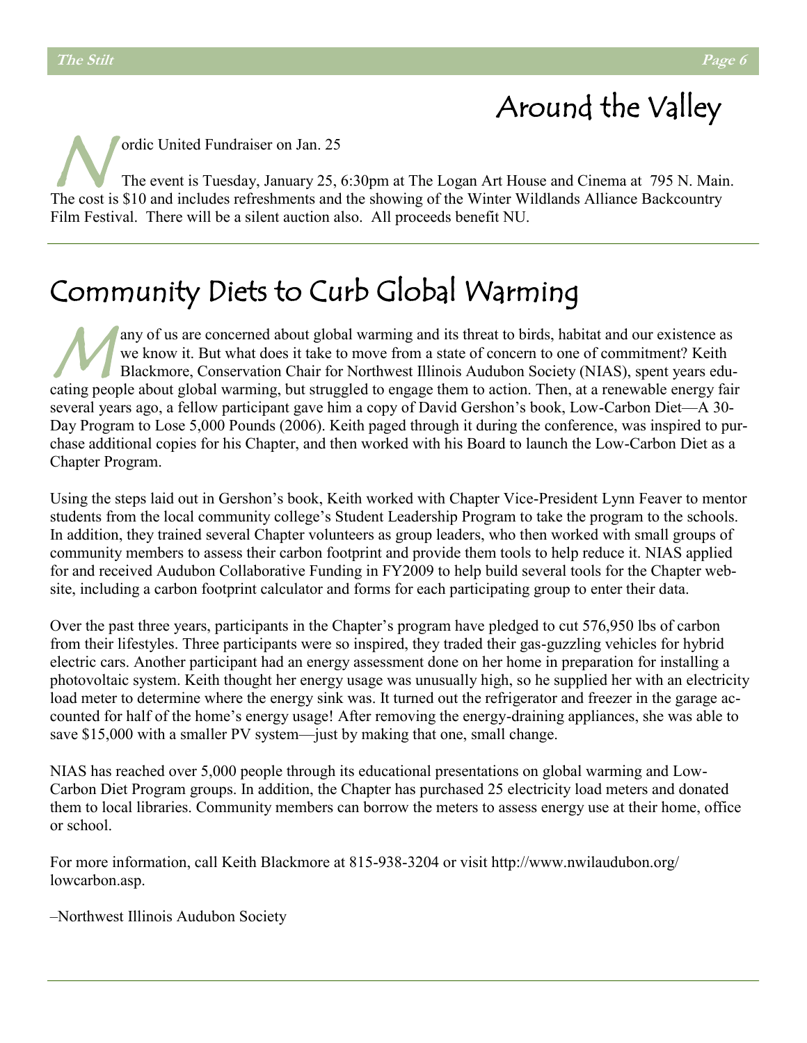# Around the Valley

Nordic United Fundraiser on Jan. 25

The event is Tuesday, January 25, 6:30pm at The Logan Art House and Cinema at 795 N. Main. The cost is $10 and includes refreshments and the showing of the Winter Wildlands Alliance Backcountry Film Festival. There will be a silent auction also. All proceeds benefit NU.

# Community Diets to Curb Global Warming

Many of us are concerned about global warming and its threat to birds, habitat and our existence as we know it. But what does it take to move from a state of concern to one of commitment? Keith Blackmore, Conservation Chair for Northwest Illinois Audubon Society (NIAS), spent years educating people about global warming, but struggled to engage them to action. Then, at a renewable energy fair several years ago, a fellow participant gave him a copy of David Gershon's book, Low-Carbon Diet—A 30-Day Program to Lose 5,000 Pounds (2006). Keith paged through it during the conference, was inspired to purchase additional copies for his Chapter, and then worked with his Board to launch the Low-Carbon Diet as a Chapter Program.

Using the steps laid out in Gershon's book, Keith worked with Chapter Vice-President Lynn Feaver to mentor students from the local community college's Student Leadership Program to take the program to the schools. In addition, they trained several Chapter volunteers as group leaders, who then worked with small groups of community members to assess their carbon footprint and provide them tools to help reduce it. NIAS applied for and received Audubon Collaborative Funding in FY2009 to help build several tools for the Chapter website, including a carbon footprint calculator and forms for each participating group to enter their data.

Over the past three years, participants in the Chapter's program have pledged to cut 576,950 lbs of carbon from their lifestyles. Three participants were so inspired, they traded their gas-guzzling vehicles for hybrid electric cars. Another participant had an energy assessment done on her home in preparation for installing a photovoltaic system. Keith thought her energy usage was unusually high, so he supplied her with an electricity load meter to determine where the energy sink was. It turned out the refrigerator and freezer in the garage accounted for half of the home's energy usage! After removing the energy-draining appliances, she was able to save $15,000 with a smaller PV system—just by making that one, small change.

NIAS has reached over 5,000 people through its educational presentations on global warming and Low-Carbon Diet Program groups. In addition, the Chapter has purchased 25 electricity load meters and donated them to local libraries. Community members can borrow the meters to assess energy use at their home, office or school.

For more information, call Keith Blackmore at 815-938-3204 or visit http://www.nwilaudubon.org/lowcarbon.asp.

–Northwest Illinois Audubon Society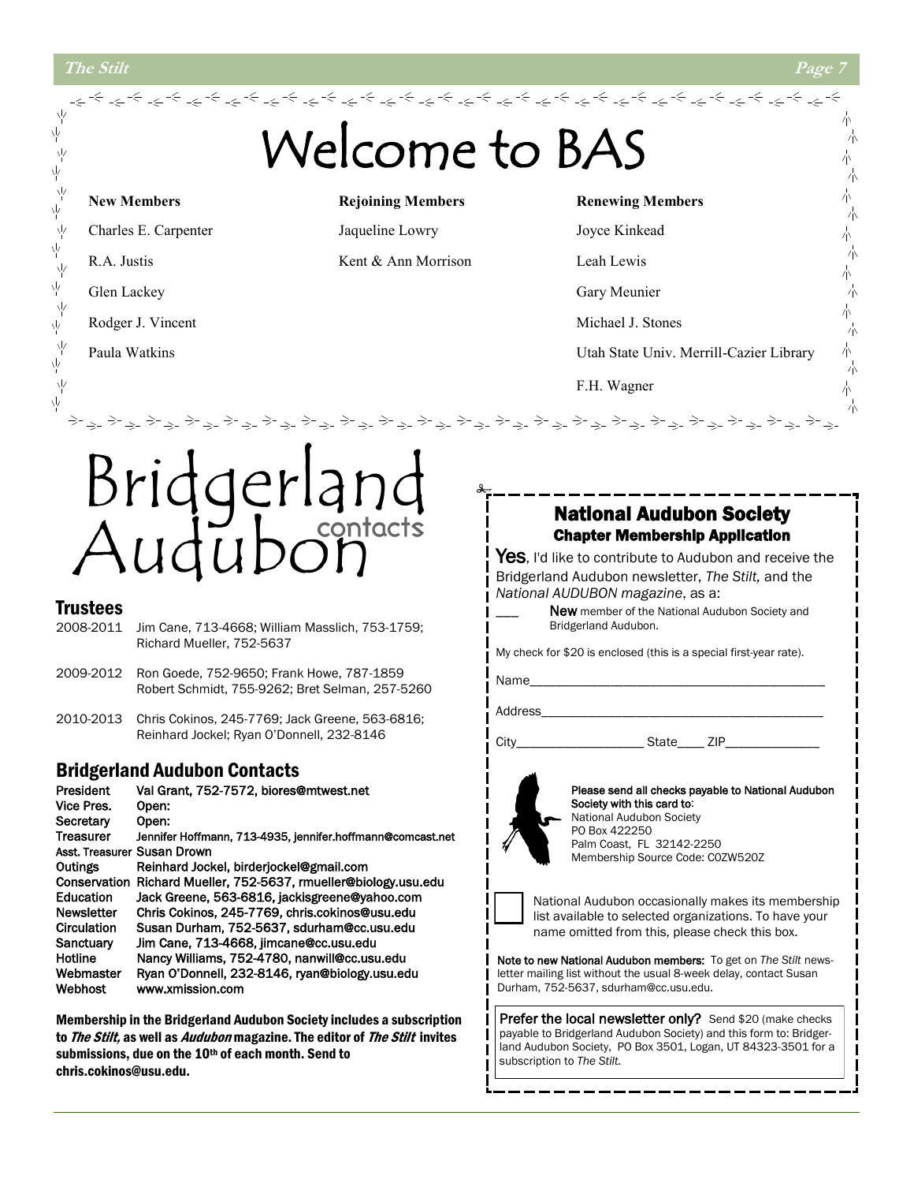# Welcome to BAS

| New Members | Rejoining Members | Renewing Members |
|---|---|---|
| Charles E. Carpenter | Jaqueline Lowry | Joyce Kinkead |
| R.A. Justis | Kent & Ann Morrison | Leah Lewis |
| Glen Lackey | | Gary Meunier |
| Rodger J. Vincent | | Michael J. Stones |
| Paula Watkins | | Utah State Univ. Merrill-Cazier Library |
| | | F.H. Wagner |

# Bridgerland Audubon contacts

## Trustees

2008-2011 Jim Cane, 713-4668; William Masslich, 753-1759; Richard Mueller, 752-5637

2009-2012 Ron Goede, 752-9650; Frank Howe, 787-1859 Robert Schmidt, 755-9262; Bret Selman, 257-5260

2010-2013 Chris Cokinos, 245-7769; Jack Greene, 563-6816; Reinhard Jockel; Ryan O'Donnell, 232-8146

## Bridgerland Audubon Contacts

| | |
|---|---|
| President | Val Grant, 752-7572, biores@mtwest.net |
| Vice Pres. | Open: |
| Secretary | Open: |
| Treasurer | Jennifer Hoffmann, 713-4935, jennifer.hoffmann@comcast.net |
| Asst. Treasurer | Susan Drown |
| Outings | Reinhard Jockel, birderjockel@gmail.com |
| Conservation | Richard Mueller, 752-5637, rmueller@biology.usu.edu |
| Education | Jack Greene, 563-6816, jackisgreene@yahoo.com |
| Newsletter | Chris Cokinos, 245-7769, chris.cokinos@usu.edu |
| Circulation | Susan Durham, 752-5637, sdurham@cc.usu.edu |
| Sanctuary | Jim Cane, 713-4668, jimcane@cc.usu.edu |
| Hotline | Nancy Williams, 752-4780, nanwill@cc.usu.edu |
| Webmaster | Ryan O'Donnell, 232-8146, ryan@biology.usu.edu |
| Webhost | www.xmission.com |

**Membership in the Bridgerland Audubon Society includes a subscription to *The Stilt,* as well as *Audubon* magazine. The editor of *The Stilt* invites submissions, due on the 10th of each month. Send to chris.cokinos@usu.edu.**

## National Audubon Society

### Chapter Membership Application

**Yes**, I'd like to contribute to Audubon and receive the Bridgerland Audubon newsletter, *The Stilt,* and the *National AUDUBON magazine*, as a:

___ **New** member of the National Audubon Society and Bridgerland Audubon.

My check for $20 is enclosed (this is a special first-year rate).

Name___________________________________________

Address_________________________________________

City__________________ State____ ZIP_____________

**Please send all checks payable to National Audubon Society with this card to:**
National Audubon Society
PO Box 422250
Palm Coast, FL 32142-2250
Membership Source Code: C0ZW520Z

☐ National Audubon occasionally makes its membership list available to selected organizations. To have your name omitted from this, please check this box.

**Note to new National Audubon members:** To get on *The Stilt* newsletter mailing list without the usual 8-week delay, contact Susan Durham, 752-5637, sdurham@cc.usu.edu.

**Prefer the local newsletter only?** Send $20 (make checks payable to Bridgerland Audubon Society) and this form to: Bridgerland Audubon Society, PO Box 3501, Logan, UT 84323-3501 for a subscription to *The Stilt.*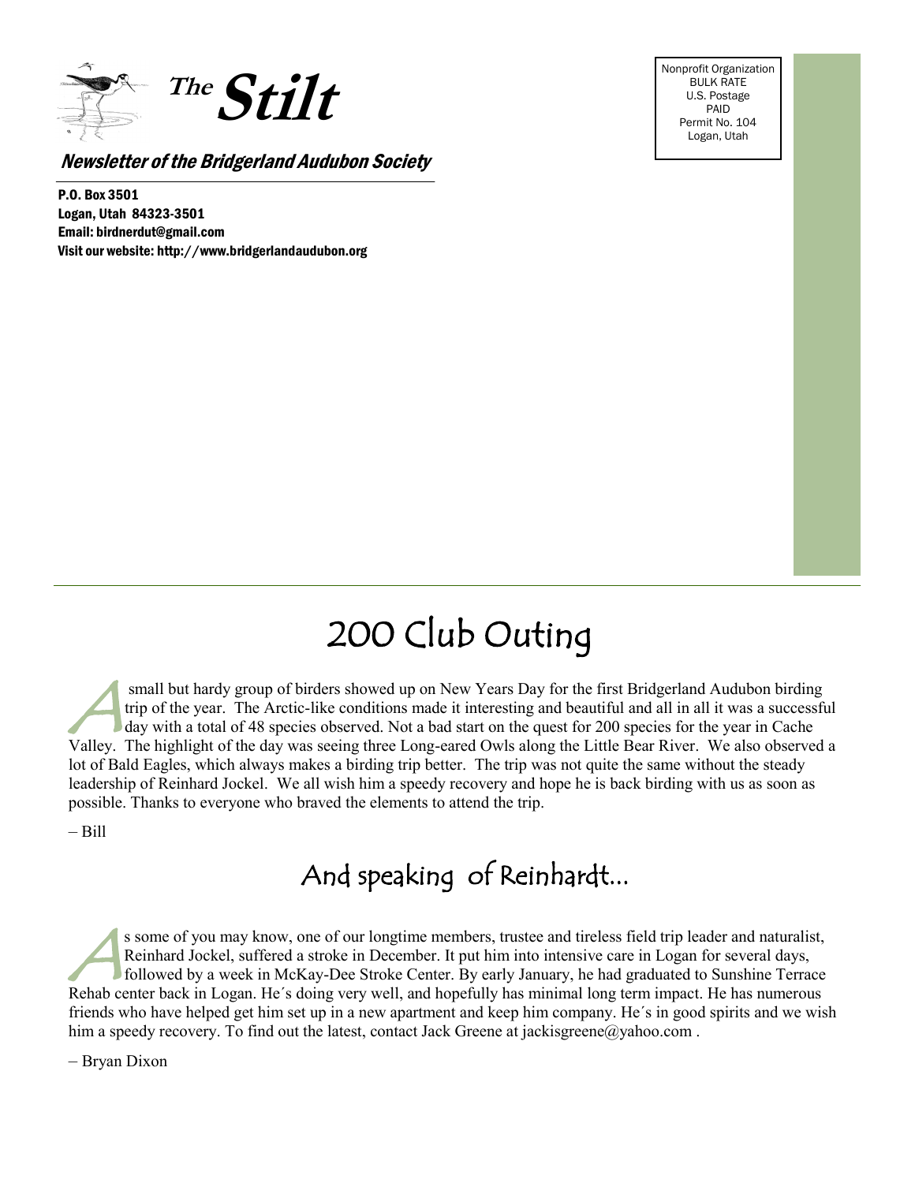# *The Stilt*

***Newsletter of the Bridgerland Audubon Society***

**P.O. Box 3501**
**Logan, Utah 84323-3501**
**Email: birdnerdut@gmail.com**
**Visit our website: http://www.bridgerlandaudubon.org**

Nonprofit Organization
BULK RATE
U.S. Postage
PAID
Permit No. 104
Logan, Utah

## 200 Club Outing

A small but hardy group of birders showed up on New Years Day for the first Bridgerland Audubon birding trip of the year. The Arctic-like conditions made it interesting and beautiful and all in all it was a successful day with a total of 48 species observed. Not a bad start on the quest for 200 species for the year in Cache Valley. The highlight of the day was seeing three Long-eared Owls along the Little Bear River. We also observed a lot of Bald Eagles, which always makes a birding trip better. The trip was not quite the same without the steady leadership of Reinhard Jockel. We all wish him a speedy recovery and hope he is back birding with us as soon as possible. Thanks to everyone who braved the elements to attend the trip.

– Bill

## And speaking of Reinhardt…

As some of you may know, one of our longtime members, trustee and tireless field trip leader and naturalist, Reinhard Jockel, suffered a stroke in December. It put him into intensive care in Logan for several days, followed by a week in McKay-Dee Stroke Center. By early January, he had graduated to Sunshine Terrace Rehab center back in Logan. He´s doing very well, and hopefully has minimal long term impact. He has numerous friends who have helped get him set up in a new apartment and keep him company. He´s in good spirits and we wish him a speedy recovery. To find out the latest, contact Jack Greene at jackisgreene@yahoo.com .

– Bryan Dixon